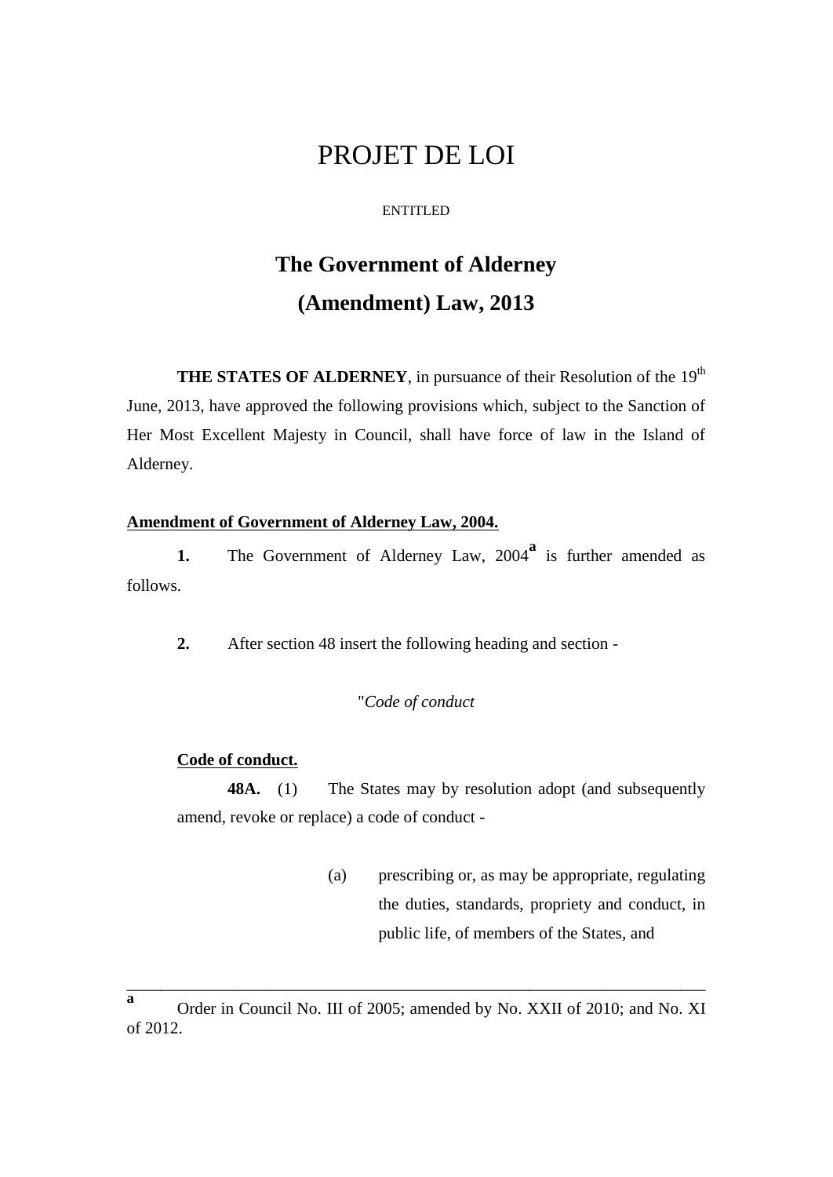# PROJET DE LOI

ENTITLED

## The Government of Alderney (Amendment) Law, 2013

**THE STATES OF ALDERNEY**, in pursuance of their Resolution of the 19th June, 2013, have approved the following provisions which, subject to the Sanction of Her Most Excellent Majesty in Council, shall have force of law in the Island of Alderney.

**Amendment of Government of Alderney Law, 2004.**

**1.** The Government of Alderney Law, 2004[a] is further amended as follows.

**2.** After section 48 insert the following heading and section -

"*Code of conduct*

**Code of conduct.**

**48A.** (1) The States may by resolution adopt (and subsequently amend, revoke or replace) a code of conduct -

(a) prescribing or, as may be appropriate, regulating the duties, standards, propriety and conduct, in public life, of members of the States, and

---

[a] Order in Council No. III of 2005; amended by No. XXII of 2010; and No. XI of 2012.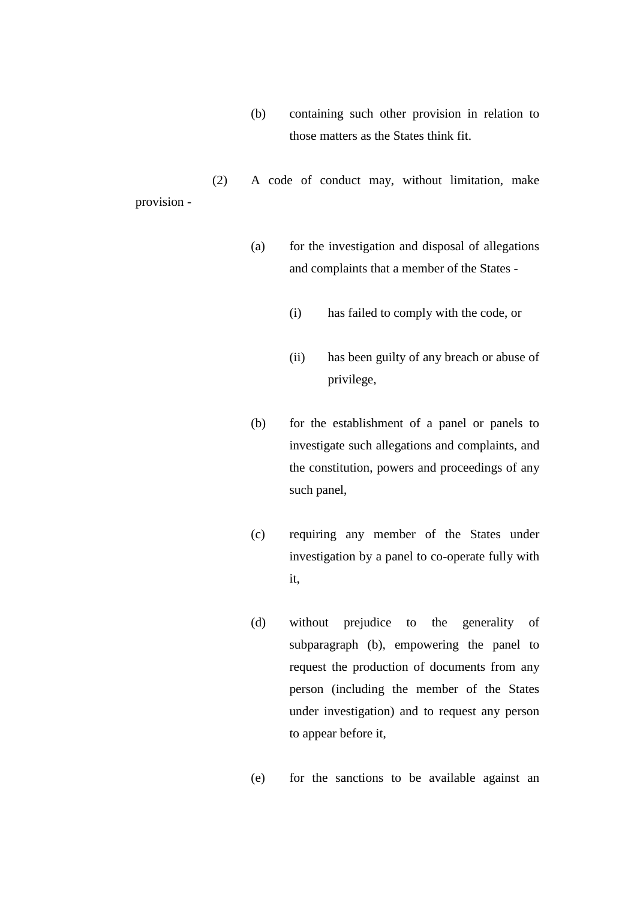(b) containing such other provision in relation to those matters as the States think fit.

(2) A code of conduct may, without limitation, make provision -

(a) for the investigation and disposal of allegations and complaints that a member of the States -

(i) has failed to comply with the code, or

(ii) has been guilty of any breach or abuse of privilege,

(b) for the establishment of a panel or panels to investigate such allegations and complaints, and the constitution, powers and proceedings of any such panel,

(c) requiring any member of the States under investigation by a panel to co-operate fully with it,

(d) without prejudice to the generality of subparagraph (b), empowering the panel to request the production of documents from any person (including the member of the States under investigation) and to request any person to appear before it,

(e) for the sanctions to be available against an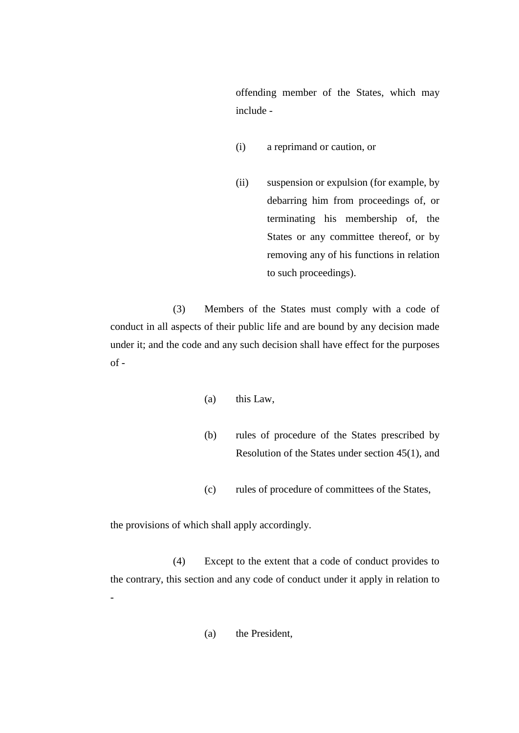offending member of the States, which may include -

(i) a reprimand or caution, or

(ii) suspension or expulsion (for example, by debarring him from proceedings of, or terminating his membership of, the States or any committee thereof, or by removing any of his functions in relation to such proceedings).

(3) Members of the States must comply with a code of conduct in all aspects of their public life and are bound by any decision made under it; and the code and any such decision shall have effect for the purposes of -

(a) this Law,

(b) rules of procedure of the States prescribed by Resolution of the States under section 45(1), and

(c) rules of procedure of committees of the States,

the provisions of which shall apply accordingly.

(4) Except to the extent that a code of conduct provides to the contrary, this section and any code of conduct under it apply in relation to -

(a) the President,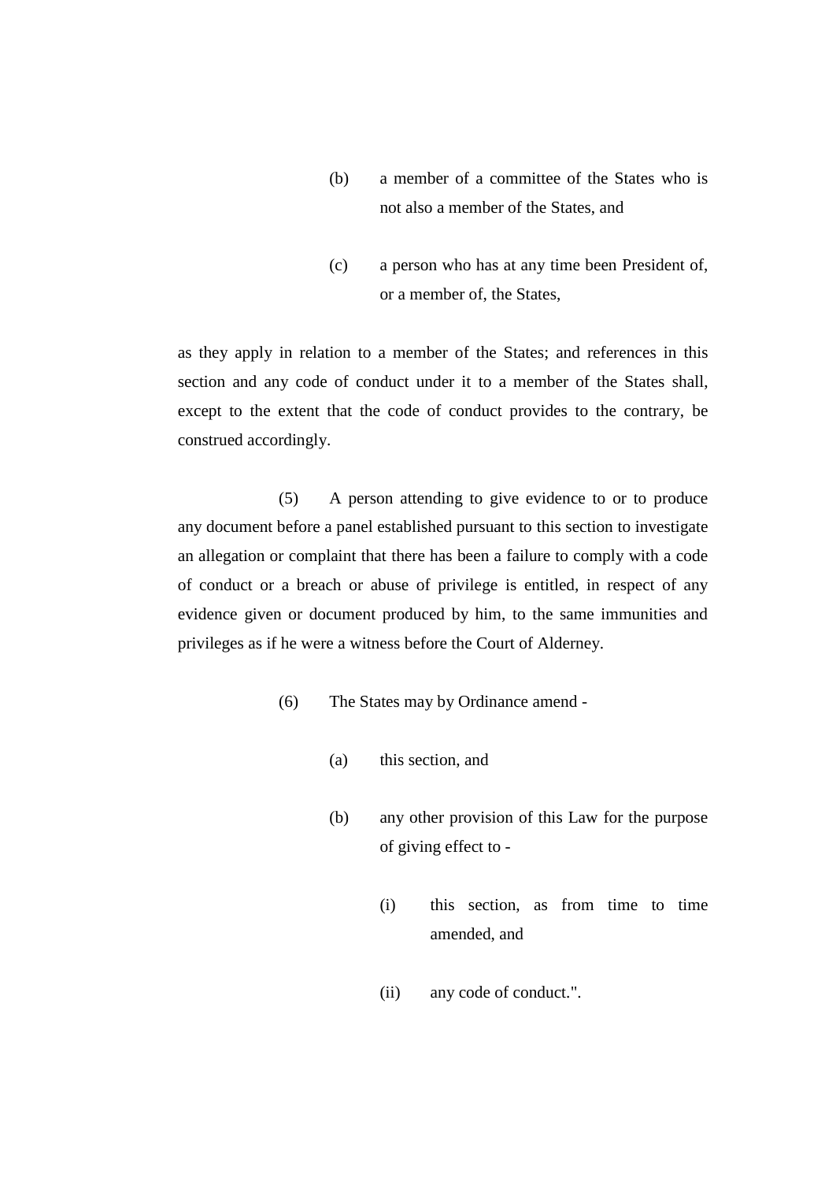(b) a member of a committee of the States who is not also a member of the States, and

(c) a person who has at any time been President of, or a member of, the States,

as they apply in relation to a member of the States; and references in this section and any code of conduct under it to a member of the States shall, except to the extent that the code of conduct provides to the contrary, be construed accordingly.

(5) A person attending to give evidence to or to produce any document before a panel established pursuant to this section to investigate an allegation or complaint that there has been a failure to comply with a code of conduct or a breach or abuse of privilege is entitled, in respect of any evidence given or document produced by him, to the same immunities and privileges as if he were a witness before the Court of Alderney.

(6) The States may by Ordinance amend -

(a) this section, and

(b) any other provision of this Law for the purpose of giving effect to -

(i) this section, as from time to time amended, and

(ii) any code of conduct.".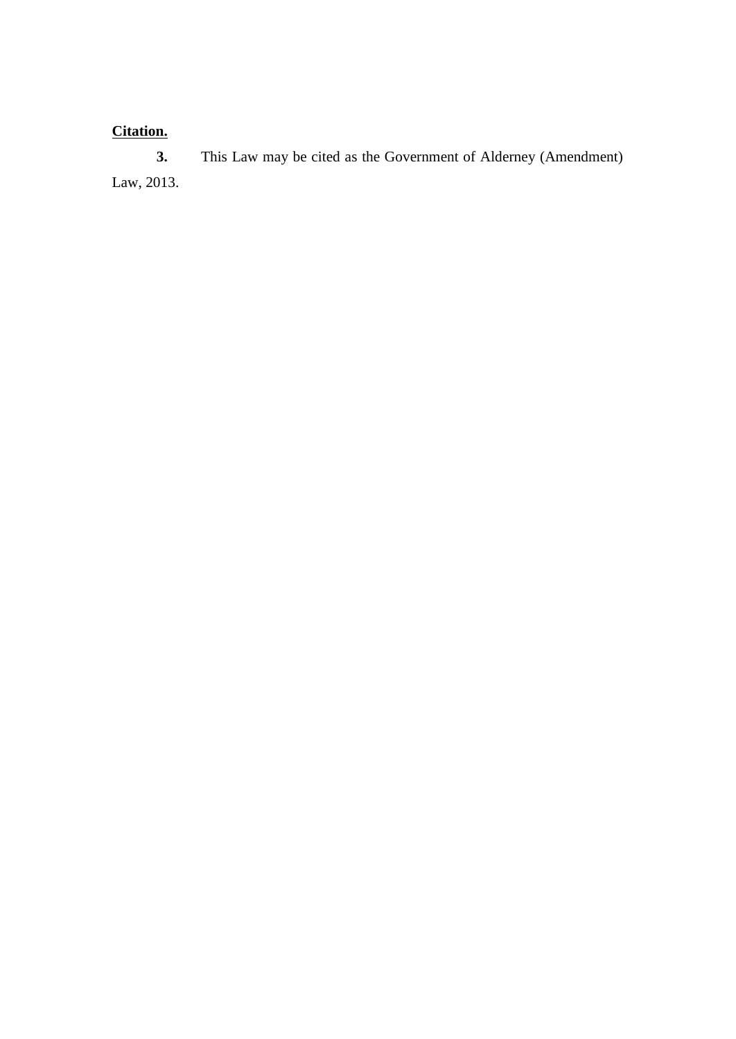**<u>Citation.</u>**

**3.** This Law may be cited as the Government of Alderney (Amendment) Law, 2013.